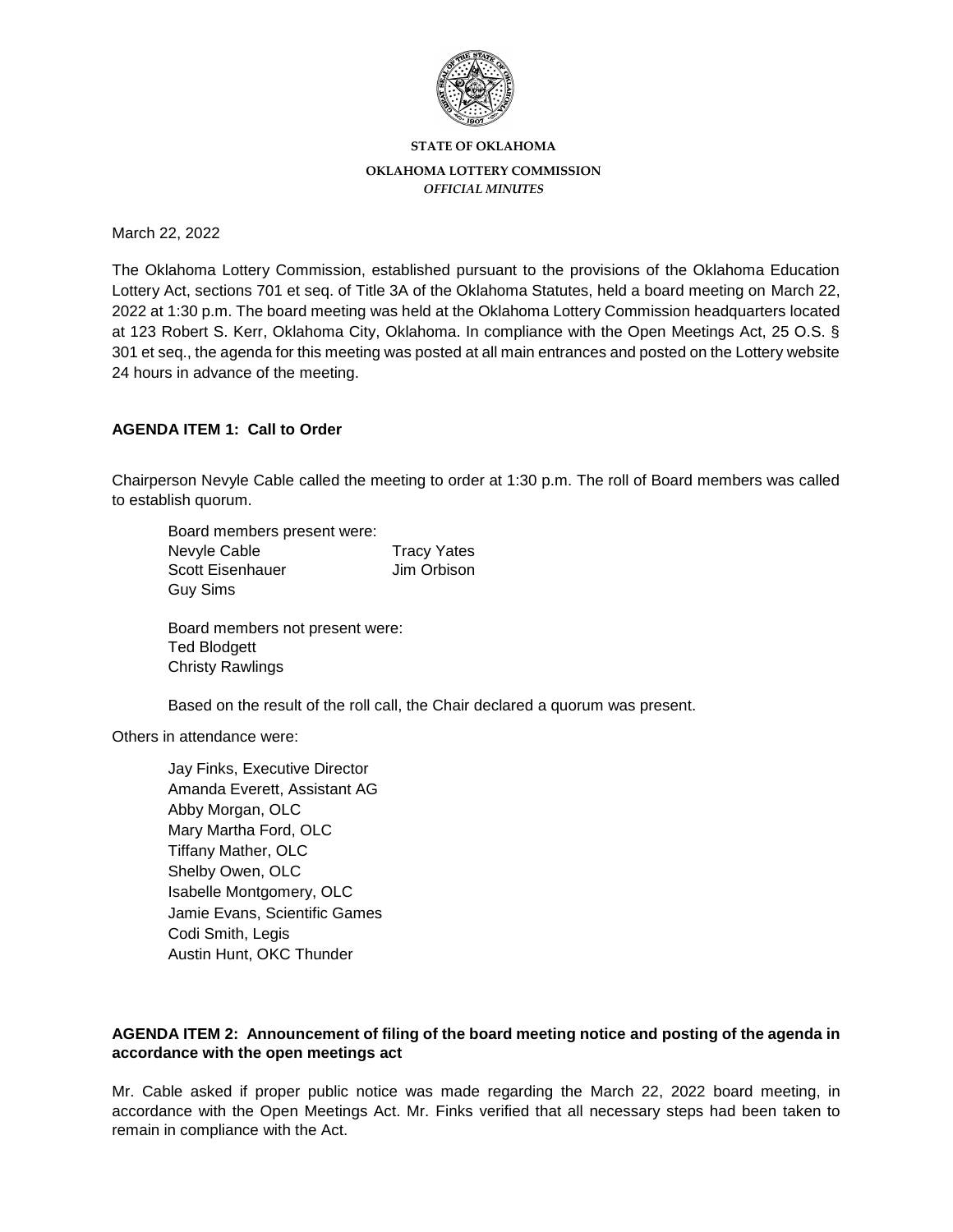**STATE OF OKLAHOMA**

**OKLAHOMA LOTTERY COMMISSION**

*OFFICIAL MINUTES*

March 22, 2022

The Oklahoma Lottery Commission, established pursuant to the provisions of the Oklahoma Education Lottery Act, sections 701 et seq. of Title 3A of the Oklahoma Statutes, held a board meeting on March 22, 2022 at 1:30 p.m. The board meeting was held at the Oklahoma Lottery Commission headquarters located at 123 Robert S. Kerr, Oklahoma City, Oklahoma. In compliance with the Open Meetings Act, 25 O.S. § 301 et seq., the agenda for this meeting was posted at all main entrances and posted on the Lottery website 24 hours in advance of the meeting.

**AGENDA ITEM 1: Call to Order**

Chairperson Nevyle Cable called the meeting to order at 1:30 p.m. The roll of Board members was called to establish quorum.

Board members present were:

Nevyle Cable
Tracy Yates
Scott Eisenhauer
Jim Orbison
Guy Sims

Board members not present were:

Ted Blodgett
Christy Rawlings

Based on the result of the roll call, the Chair declared a quorum was present.

Others in attendance were:

Jay Finks, Executive Director
Amanda Everett, Assistant AG
Abby Morgan, OLC
Mary Martha Ford, OLC
Tiffany Mather, OLC
Shelby Owen, OLC
Isabelle Montgomery, OLC
Jamie Evans, Scientific Games
Codi Smith, Legis
Austin Hunt, OKC Thunder

**AGENDA ITEM 2: Announcement of filing of the board meeting notice and posting of the agenda in accordance with the open meetings act**

Mr. Cable asked if proper public notice was made regarding the March 22, 2022 board meeting, in accordance with the Open Meetings Act. Mr. Finks verified that all necessary steps had been taken to remain in compliance with the Act.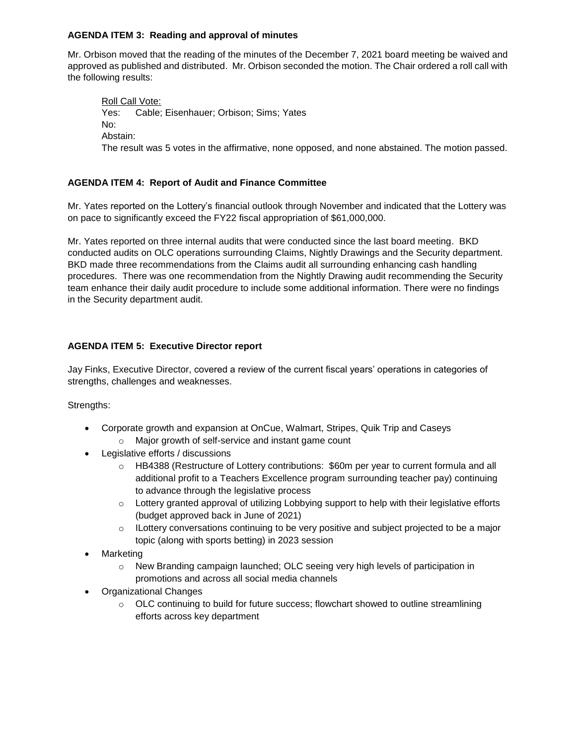**AGENDA ITEM 3: Reading and approval of minutes**

Mr. Orbison moved that the reading of the minutes of the December 7, 2021 board meeting be waived and approved as published and distributed. Mr. Orbison seconded the motion. The Chair ordered a roll call with the following results:

Roll Call Vote:
Yes: Cable; Eisenhauer; Orbison; Sims; Yates
No:
Abstain:
The result was 5 votes in the affirmative, none opposed, and none abstained. The motion passed.

**AGENDA ITEM 4: Report of Audit and Finance Committee**

Mr. Yates reported on the Lottery's financial outlook through November and indicated that the Lottery was on pace to significantly exceed the FY22 fiscal appropriation of $61,000,000.

Mr. Yates reported on three internal audits that were conducted since the last board meeting. BKD conducted audits on OLC operations surrounding Claims, Nightly Drawings and the Security department. BKD made three recommendations from the Claims audit all surrounding enhancing cash handling procedures. There was one recommendation from the Nightly Drawing audit recommending the Security team enhance their daily audit procedure to include some additional information. There were no findings in the Security department audit.

**AGENDA ITEM 5: Executive Director report**

Jay Finks, Executive Director, covered a review of the current fiscal years' operations in categories of strengths, challenges and weaknesses.

Strengths:

- Corporate growth and expansion at OnCue, Walmart, Stripes, Quik Trip and Caseys
  - Major growth of self-service and instant game count
- Legislative efforts / discussions
  - HB4388 (Restructure of Lottery contributions: $60m per year to current formula and all additional profit to a Teachers Excellence program surrounding teacher pay) continuing to advance through the legislative process
  - Lottery granted approval of utilizing Lobbying support to help with their legislative efforts (budget approved back in June of 2021)
  - ILottery conversations continuing to be very positive and subject projected to be a major topic (along with sports betting) in 2023 session
- Marketing
  - New Branding campaign launched; OLC seeing very high levels of participation in promotions and across all social media channels
- Organizational Changes
  - OLC continuing to build for future success; flowchart showed to outline streamlining efforts across key department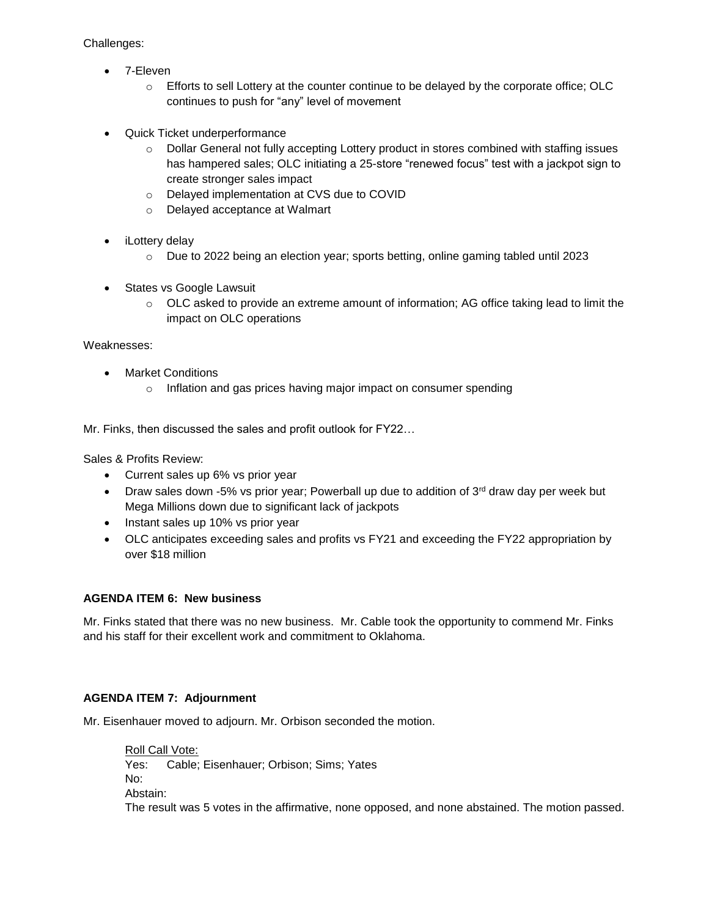Challenges:

- 7-Eleven
  - Efforts to sell Lottery at the counter continue to be delayed by the corporate office; OLC continues to push for "any" level of movement
- Quick Ticket underperformance
  - Dollar General not fully accepting Lottery product in stores combined with staffing issues has hampered sales; OLC initiating a 25-store "renewed focus" test with a jackpot sign to create stronger sales impact
  - Delayed implementation at CVS due to COVID
  - Delayed acceptance at Walmart
- iLottery delay
  - Due to 2022 being an election year; sports betting, online gaming tabled until 2023
- States vs Google Lawsuit
  - OLC asked to provide an extreme amount of information; AG office taking lead to limit the impact on OLC operations

Weaknesses:

- Market Conditions
  - Inflation and gas prices having major impact on consumer spending

Mr. Finks, then discussed the sales and profit outlook for FY22…

Sales & Profits Review:

- Current sales up 6% vs prior year
- Draw sales down -5% vs prior year; Powerball up due to addition of 3rd draw day per week but Mega Millions down due to significant lack of jackpots
- Instant sales up 10% vs prior year
- OLC anticipates exceeding sales and profits vs FY21 and exceeding the FY22 appropriation by over $18 million

**AGENDA ITEM 6: New business**

Mr. Finks stated that there was no new business. Mr. Cable took the opportunity to commend Mr. Finks and his staff for their excellent work and commitment to Oklahoma.

**AGENDA ITEM 7: Adjournment**

Mr. Eisenhauer moved to adjourn. Mr. Orbison seconded the motion.

Roll Call Vote:
Yes: Cable; Eisenhauer; Orbison; Sims; Yates
No:
Abstain:
The result was 5 votes in the affirmative, none opposed, and none abstained. The motion passed.